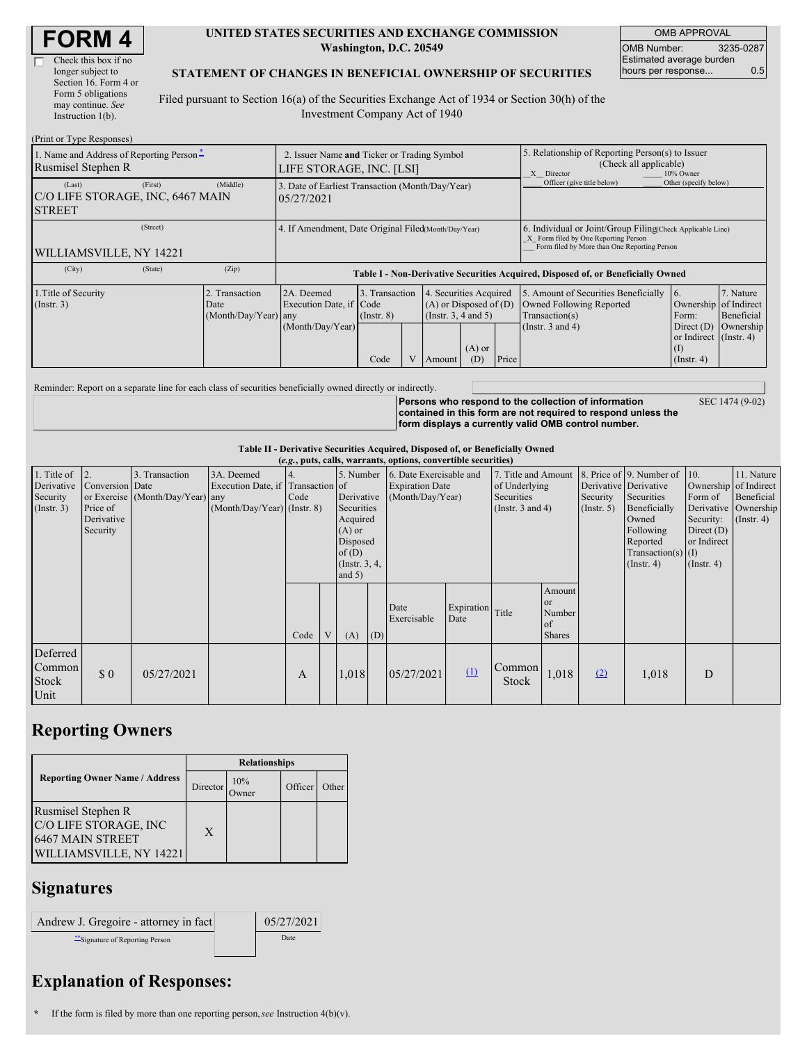# FORM 4

☐ Check this box if no longer subject to Section 16. Form 4 or Form 5 obligations may continue. *See* Instruction 1(b).

**UNITED STATES SECURITIES AND EXCHANGE COMMISSION**
**Washington, D.C. 20549**

**STATEMENT OF CHANGES IN BENEFICIAL OWNERSHIP OF SECURITIES**

Filed pursuant to Section 16(a) of the Securities Exchange Act of 1934 or Section 30(h) of the Investment Company Act of 1940

| OMB APPROVAL | |
|---|---|
| OMB Number: | 3235-0287 |
| Estimated average burden hours per response... | 0.5 |

(Print or Type Responses)

| 1. Name and Address of Reporting Person * | 2. Issuer Name and Ticker or Trading Symbol | 5. Relationship of Reporting Person(s) to Issuer (Check all applicable) |
|---|---|---|
| Rusmisel Stephen R | LIFE STORAGE, INC. [LSI] | _X_ Director ___ 10% Owner ___ Officer (give title below) ___ Other (specify below) |
| (Last) (First) (Middle) C/O LIFE STORAGE, INC, 6467 MAIN STREET | 3. Date of Earliest Transaction (Month/Day/Year) 05/27/2021 | |
| (Street) WILLIAMSVILLE, NY 14221 | 4. If Amendment, Date Original Filed (Month/Day/Year) | 6. Individual or Joint/Group Filing (Check Applicable Line) _X_ Form filed by One Reporting Person ___ Form filed by More than One Reporting Person |
| (City) (State) (Zip) | | |

**Table I - Non-Derivative Securities Acquired, Disposed of, or Beneficially Owned**

| 1.Title of Security (Instr. 3) | 2. Transaction Date (Month/Day/Year) | 2A. Deemed Execution Date, if any (Month/Day/Year) | 3. Transaction Code (Instr. 8) | | 4. Securities Acquired (A) or Disposed of (D) (Instr. 3, 4 and 5) | | | 5. Amount of Securities Beneficially Owned Following Reported Transaction(s) (Instr. 3 and 4) | 6. Ownership Form: Direct (D) or Indirect (I) (Instr. 4) | 7. Nature of Indirect Beneficial Ownership (Instr. 4) |
|---|---|---|---|---|---|---|---|---|---|---|
| | | | Code | V | Amount | (A) or (D) | Price | | | |

Reminder: Report on a separate line for each class of securities beneficially owned directly or indirectly.

**Persons who respond to the collection of information contained in this form are not required to respond unless the form displays a currently valid OMB control number.** SEC 1474 (9-02)

**Table II - Derivative Securities Acquired, Disposed of, or Beneficially Owned**
***(e.g., puts, calls, warrants, options, convertible securities)***

| 1. Title of Derivative Security (Instr. 3) | 2. Conversion or Exercise Price of Derivative Security | 3. Transaction Date (Month/Day/Year) | 3A. Deemed Execution Date, if any (Month/Day/Year) | 4. Transaction Code (Instr. 8) | | 5. Number of Derivative Securities Acquired (A) or Disposed of (D) (Instr. 3, 4, and 5) | | 6. Date Exercisable and Expiration Date (Month/Day/Year) | | 7. Title and Amount of Underlying Securities (Instr. 3 and 4) | | 8. Price of Derivative Security (Instr. 5) | 9. Number of Derivative Securities Beneficially Owned Following Reported Transaction(s) (Instr. 4) | 10. Ownership Form of Derivative Security: Direct (D) or Indirect (I) (Instr. 4) | 11. Nature of Indirect Beneficial Ownership (Instr. 4) |
|---|---|---|---|---|---|---|---|---|---|---|---|---|---|---|---|
| | | | | Code | V | (A) | (D) | Date Exercisable | Expiration Date | Title | Amount or Number of Shares | | | | |
| Deferred Common Stock Unit | $ 0 | 05/27/2021 | | A | | 1,018 | | 05/27/2021 | (1) | Common Stock | 1,018 | (2) | 1,018 | D | |

## Reporting Owners

| Reporting Owner Name / Address | Relationships | | | |
|---|---|---|---|---|
| | Director | 10% Owner | Officer | Other |
| Rusmisel Stephen R C/O LIFE STORAGE, INC 6467 MAIN STREET WILLIAMSVILLE, NY 14221 | X | | | |

## Signatures

| Andrew J. Gregoire - attorney in fact | 05/27/2021 |
|---|---|
| **Signature of Reporting Person | Date |

## Explanation of Responses:

\* If the form is filed by more than one reporting person, *see* Instruction 4(b)(v).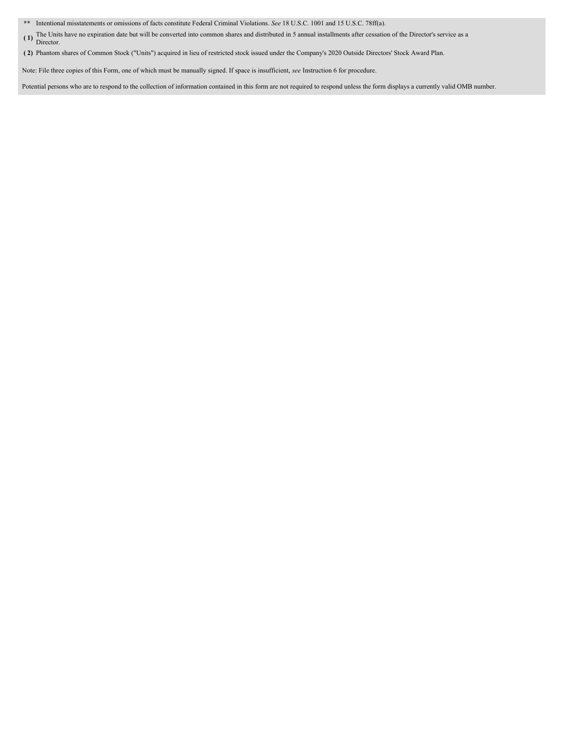** Intentional misstatements or omissions of facts constitute Federal Criminal Violations. *See* 18 U.S.C. 1001 and 15 U.S.C. 78ff(a).

**( 1)** The Units have no expiration date but will be converted into common shares and distributed in 5 annual installments after cessation of the Director's service as a Director.

**( 2)** Phantom shares of Common Stock ("Units") acquired in lieu of restricted stock issued under the Company's 2020 Outside Directors' Stock Award Plan.

Note: File three copies of this Form, one of which must be manually signed. If space is insufficient, *see* Instruction 6 for procedure.

Potential persons who are to respond to the collection of information contained in this form are not required to respond unless the form displays a currently valid OMB number.